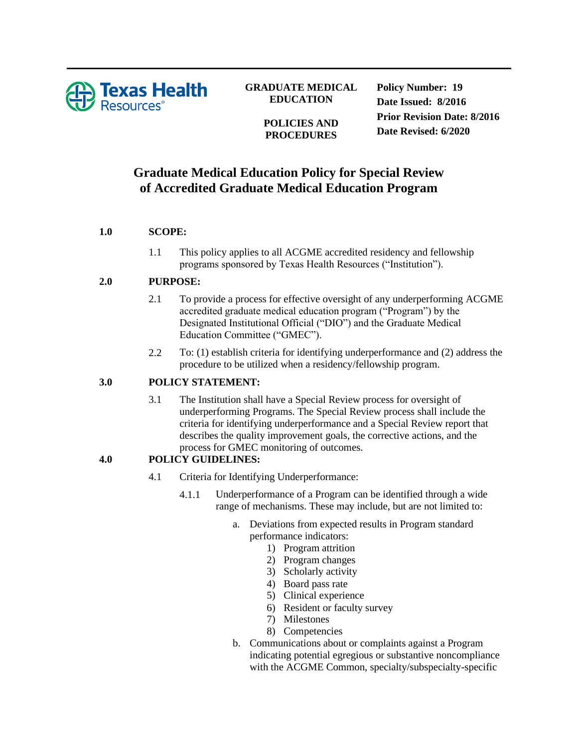**Texas Health Resources**

**GRADUATE MEDICAL EDUCATION**

**POLICIES AND PROCEDURES**

**Policy Number: 19**
**Date Issued: 8/2016**
**Prior Revision Date: 8/2016**
**Date Revised: 6/2020**

# Graduate Medical Education Policy for Special Review of Accredited Graduate Medical Education Program

## 1.0 SCOPE:

1.1 This policy applies to all ACGME accredited residency and fellowship programs sponsored by Texas Health Resources ("Institution").

## 2.0 PURPOSE:

2.1 To provide a process for effective oversight of any underperforming ACGME accredited graduate medical education program ("Program") by the Designated Institutional Official ("DIO") and the Graduate Medical Education Committee ("GMEC").

2.2 To: (1) establish criteria for identifying underperformance and (2) address the procedure to be utilized when a residency/fellowship program.

## 3.0 POLICY STATEMENT:

3.1 The Institution shall have a Special Review process for oversight of underperforming Programs. The Special Review process shall include the criteria for identifying underperformance and a Special Review report that describes the quality improvement goals, the corrective actions, and the process for GMEC monitoring of outcomes.

## 4.0 POLICY GUIDELINES:

4.1 Criteria for Identifying Underperformance:

4.1.1 Underperformance of a Program can be identified through a wide range of mechanisms. These may include, but are not limited to:

a. Deviations from expected results in Program standard performance indicators:
   1) Program attrition
   2) Program changes
   3) Scholarly activity
   4) Board pass rate
   5) Clinical experience
   6) Resident or faculty survey
   7) Milestones
   8) Competencies

b. Communications about or complaints against a Program indicating potential egregious or substantive noncompliance with the ACGME Common, specialty/subspecialty-specific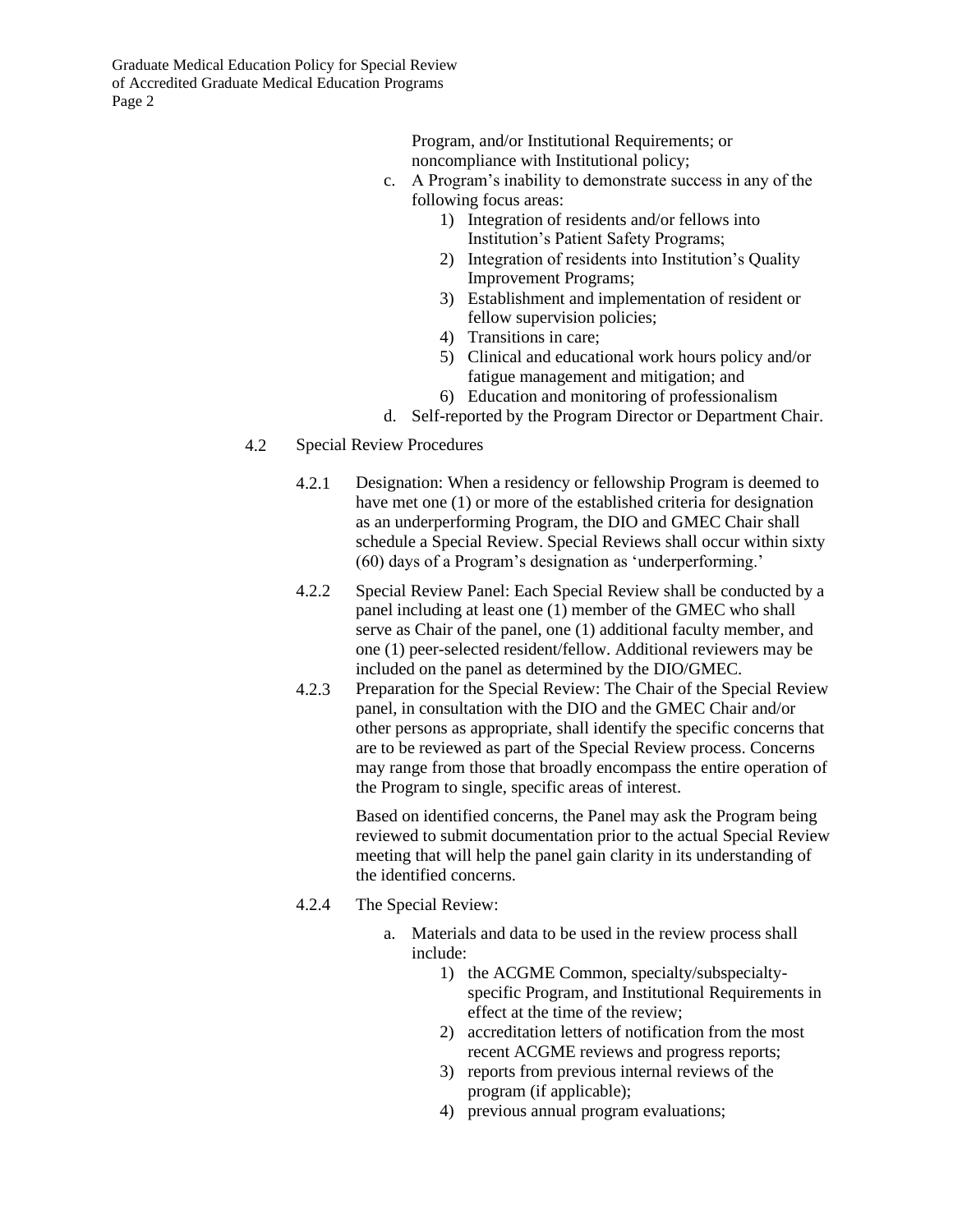Program, and/or Institutional Requirements; or noncompliance with Institutional policy;

c. A Program's inability to demonstrate success in any of the following focus areas:
   1) Integration of residents and/or fellows into Institution's Patient Safety Programs;
   2) Integration of residents into Institution's Quality Improvement Programs;
   3) Establishment and implementation of resident or fellow supervision policies;
   4) Transitions in care;
   5) Clinical and educational work hours policy and/or fatigue management and mitigation; and
   6) Education and monitoring of professionalism

d. Self-reported by the Program Director or Department Chair.

4.2 Special Review Procedures

4.2.1 Designation: When a residency or fellowship Program is deemed to have met one (1) or more of the established criteria for designation as an underperforming Program, the DIO and GMEC Chair shall schedule a Special Review. Special Reviews shall occur within sixty (60) days of a Program's designation as 'underperforming.'

4.2.2 Special Review Panel: Each Special Review shall be conducted by a panel including at least one (1) member of the GMEC who shall serve as Chair of the panel, one (1) additional faculty member, and one (1) peer-selected resident/fellow. Additional reviewers may be included on the panel as determined by the DIO/GMEC.

4.2.3 Preparation for the Special Review: The Chair of the Special Review panel, in consultation with the DIO and the GMEC Chair and/or other persons as appropriate, shall identify the specific concerns that are to be reviewed as part of the Special Review process. Concerns may range from those that broadly encompass the entire operation of the Program to single, specific areas of interest.

Based on identified concerns, the Panel may ask the Program being reviewed to submit documentation prior to the actual Special Review meeting that will help the panel gain clarity in its understanding of the identified concerns.

4.2.4 The Special Review:

a. Materials and data to be used in the review process shall include:
   1) the ACGME Common, specialty/subspecialty-specific Program, and Institutional Requirements in effect at the time of the review;
   2) accreditation letters of notification from the most recent ACGME reviews and progress reports;
   3) reports from previous internal reviews of the program (if applicable);
   4) previous annual program evaluations;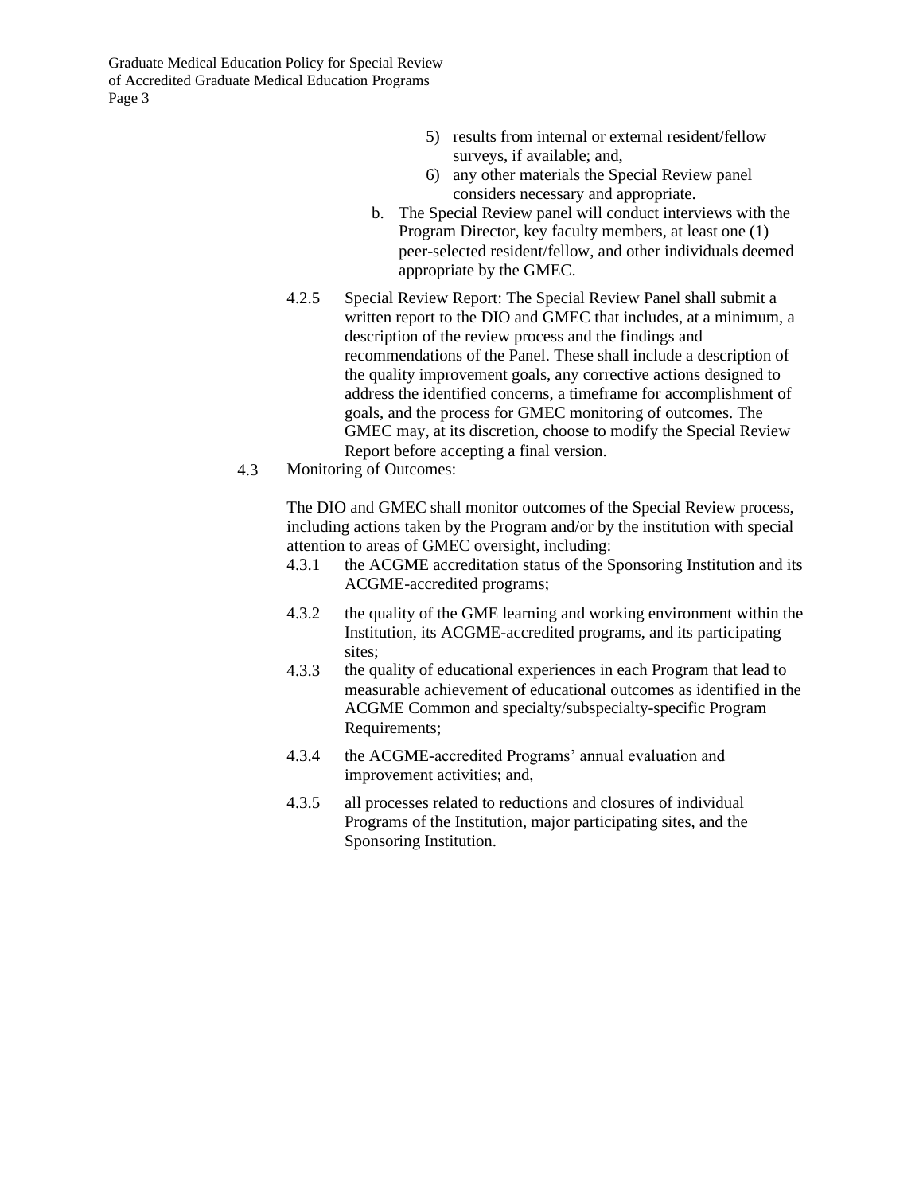5) results from internal or external resident/fellow surveys, if available; and,
6) any other materials the Special Review panel considers necessary and appropriate.

b. The Special Review panel will conduct interviews with the Program Director, key faculty members, at least one (1) peer-selected resident/fellow, and other individuals deemed appropriate by the GMEC.

4.2.5 Special Review Report: The Special Review Panel shall submit a written report to the DIO and GMEC that includes, at a minimum, a description of the review process and the findings and recommendations of the Panel. These shall include a description of the quality improvement goals, any corrective actions designed to address the identified concerns, a timeframe for accomplishment of goals, and the process for GMEC monitoring of outcomes. The GMEC may, at its discretion, choose to modify the Special Review Report before accepting a final version.

4.3 Monitoring of Outcomes:

The DIO and GMEC shall monitor outcomes of the Special Review process, including actions taken by the Program and/or by the institution with special attention to areas of GMEC oversight, including:

4.3.1 the ACGME accreditation status of the Sponsoring Institution and its ACGME-accredited programs;

4.3.2 the quality of the GME learning and working environment within the Institution, its ACGME-accredited programs, and its participating sites;

4.3.3 the quality of educational experiences in each Program that lead to measurable achievement of educational outcomes as identified in the ACGME Common and specialty/subspecialty-specific Program Requirements;

4.3.4 the ACGME-accredited Programs' annual evaluation and improvement activities; and,

4.3.5 all processes related to reductions and closures of individual Programs of the Institution, major participating sites, and the Sponsoring Institution.